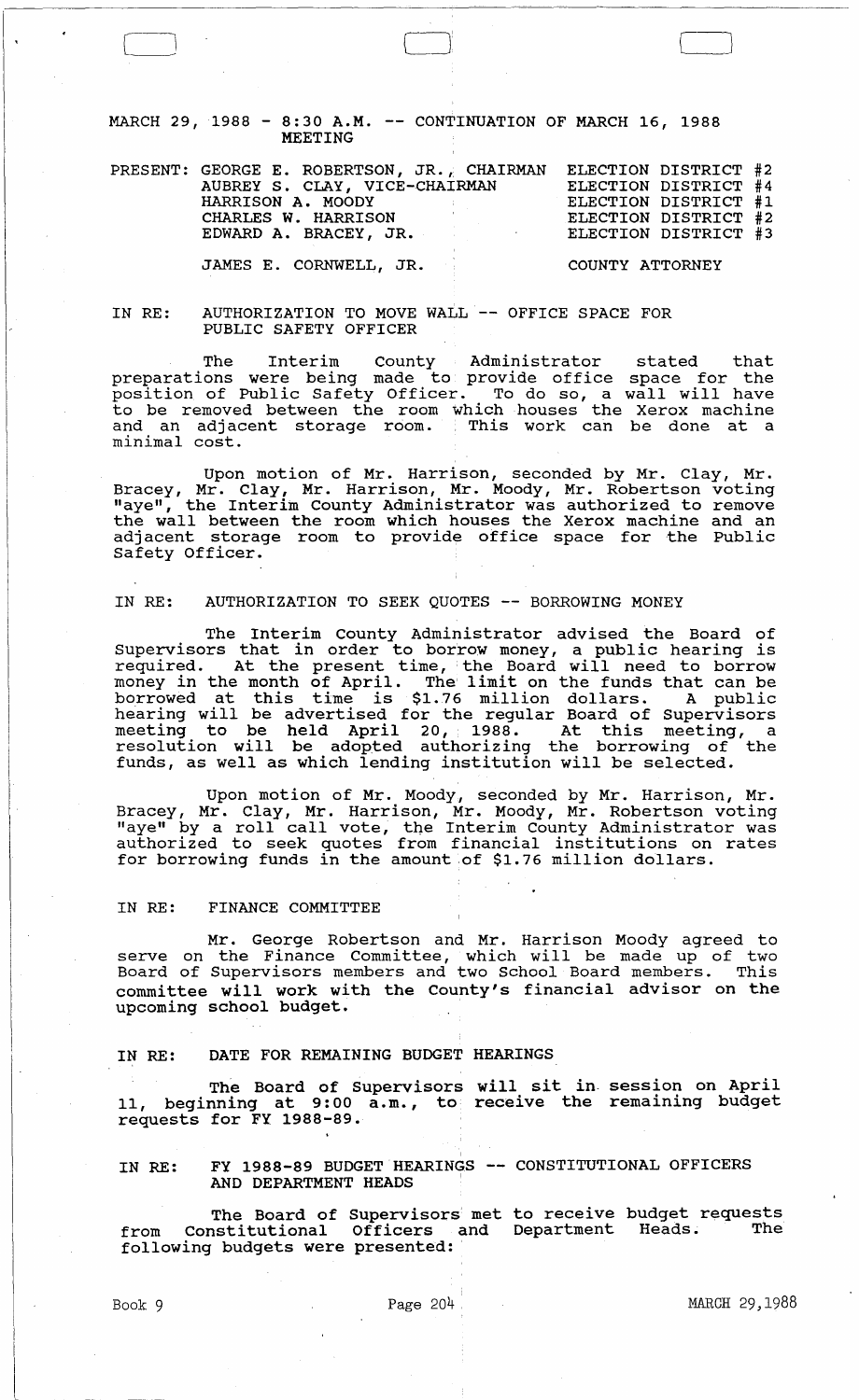MARCH 29, 1988 - 8:30 A.M. -- CONTINUATION OF MARCH 16, 1988 MEETING

| PRESENT: | | |
|---|---|---|
| GEORGE E. ROBERTSON, JR., | CHAIRMAN | ELECTION DISTRICT #2 |
| AUBREY S. CLAY, | VICE-CHAIRMAN | ELECTION DISTRICT #4 |
| HARRISON A. MOODY | | ELECTION DISTRICT #1 |
| CHARLES W. HARRISON | | ELECTION DISTRICT #2 |
| EDWARD A. BRACEY, JR. | | ELECTION DISTRICT #3 |
| JAMES E. CORNWELL, JR. | | COUNTY ATTORNEY |

IN RE: AUTHORIZATION TO MOVE WALL -- OFFICE SPACE FOR PUBLIC SAFETY OFFICER

The Interim County Administrator stated that preparations were being made to provide office space for the position of Public Safety Officer. To do so, a wall will have to be removed between the room which houses the Xerox machine and an adjacent storage room. This work can be done at a minimal cost.

Upon motion of Mr. Harrison, seconded by Mr. Clay, Mr. Bracey, Mr. Clay, Mr. Harrison, Mr. Moody, Mr. Robertson voting "aye", the Interim County Administrator was authorized to remove the wall between the room which houses the Xerox machine and an adjacent storage room to provide office space for the Public Safety Officer.

IN RE: AUTHORIZATION TO SEEK QUOTES -- BORROWING MONEY

The Interim County Administrator advised the Board of Supervisors that in order to borrow money, a public hearing is required. At the present time, the Board will need to borrow money in the month of April. The limit on the funds that can be borrowed at this time is $1.76 million dollars. A public hearing will be advertised for the regular Board of Supervisors meeting to be held April 20, 1988. At this meeting, a resolution will be adopted authorizing the borrowing of the funds, as well as which lending institution will be selected.

Upon motion of Mr. Moody, seconded by Mr. Harrison, Mr. Bracey, Mr. Clay, Mr. Harrison, Mr. Moody, Mr. Robertson voting "aye" by a roll call vote, the Interim County Administrator was authorized to seek quotes from financial institutions on rates for borrowing funds in the amount of $1.76 million dollars.

IN RE: FINANCE COMMITTEE

Mr. George Robertson and Mr. Harrison Moody agreed to serve on the Finance Committee, which will be made up of two Board of Supervisors members and two School Board members. This committee will work with the County's financial advisor on the upcoming school budget.

IN RE: DATE FOR REMAINING BUDGET HEARINGS

The Board of Supervisors will sit in session on April 11, beginning at 9:00 a.m., to receive the remaining budget requests for FY 1988-89.

IN RE: FY 1988-89 BUDGET HEARINGS -- CONSTITUTIONAL OFFICERS AND DEPARTMENT HEADS

The Board of Supervisors met to receive budget requests from Constitutional Officers and Department Heads. The following budgets were presented: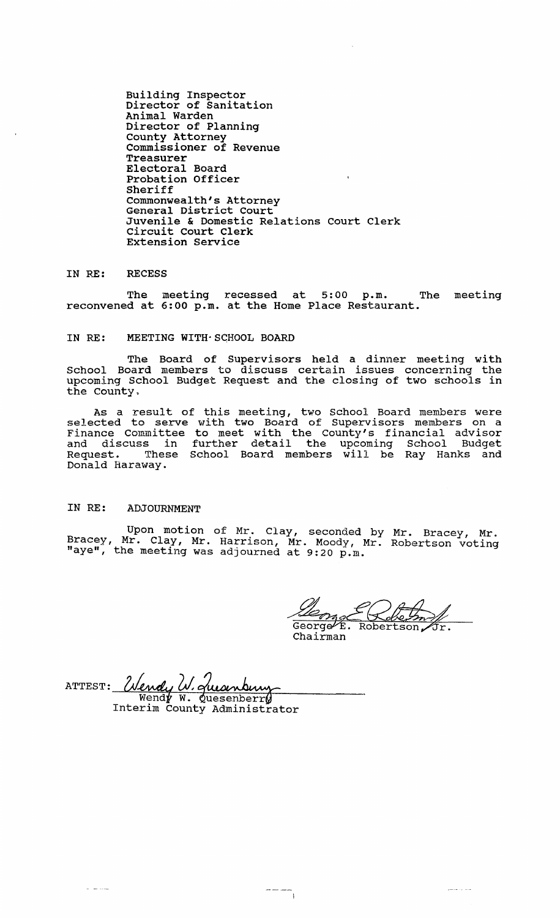Building Inspector
Director of Sanitation
Animal Warden
Director of Planning
County Attorney
Commissioner of Revenue
Treasurer
Electoral Board
Probation Officer
Sheriff
Commonwealth's Attorney
General District Court
Juvenile & Domestic Relations Court Clerk
Circuit Court Clerk
Extension Service

IN RE: RECESS

The meeting recessed at 5:00 p.m. The meeting reconvened at 6:00 p.m. at the Home Place Restaurant.

IN RE: MEETING WITH SCHOOL BOARD

The Board of Supervisors held a dinner meeting with School Board members to discuss certain issues concerning the upcoming School Budget Request and the closing of two schools in the County.

As a result of this meeting, two School Board members were selected to serve with two Board of Supervisors members on a Finance Committee to meet with the County's financial advisor and discuss in further detail the upcoming School Budget Request. These School Board members will be Ray Hanks and Donald Haraway.

IN RE: ADJOURNMENT

Upon motion of Mr. Clay, seconded by Mr. Bracey, Mr. Bracey, Mr. Clay, Mr. Harrison, Mr. Moody, Mr. Robertson voting "aye", the meeting was adjourned at 9:20 p.m.

George E. Robertson, Jr.
Chairman

ATTEST: Wendy W. Quesenberry
Interim County Administrator